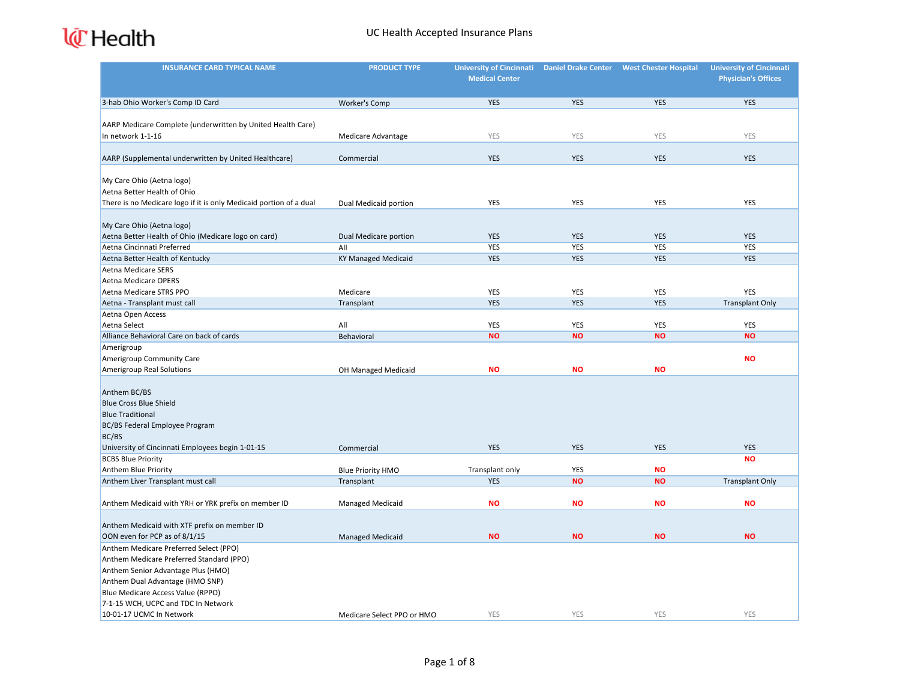# UC Health Accepted Insurance Plans

| INSURANCE CARD TYPICAL NAME | PRODUCT TYPE | University of Cincinnati Medical Center | Daniel Drake Center | West Chester Hospital | University of Cincinnati Physician's Offices |
|---|---|---|---|---|---|
| 3-hab Ohio Worker's Comp ID Card | Worker's Comp | YES | YES | YES | YES |
| AARP Medicare Complete (underwritten by United Health Care)<br>In network 1-1-16 | Medicare Advantage | YES | YES | YES | YES |
| AARP (Supplemental underwritten by United Healthcare) | Commercial | YES | YES | YES | YES |
| My Care Ohio (Aetna logo)<br>Aetna Better Health of Ohio<br>There is no Medicare logo if it is only Medicaid portion of a dual | Dual Medicaid portion | YES | YES | YES | YES |
| My Care Ohio (Aetna logo)<br>Aetna Better Health of Ohio (Medicare logo on card) | Dual Medicare portion | YES | YES | YES | YES |
| Aetna Cincinnati Preferred | All | YES | YES | YES | YES |
| Aetna Better Health of Kentucky | KY Managed Medicaid | YES | YES | YES | YES |
| Aetna Medicare SERS<br>Aetna Medicare OPERS<br>Aetna Medicare STRS PPO | Medicare | YES | YES | YES | YES |
| Aetna - Transplant must call | Transplant | YES | YES | YES | Transplant Only |
| Aetna Open Access<br>Aetna Select | All | YES | YES | YES | YES |
| Alliance Behavioral Care on back of cards | Behavioral | NO | NO | NO | NO |
| Amerigroup<br>Amerigroup Community Care<br>Amerigroup Real Solutions | OH Managed Medicaid | NO | NO | NO | NO |
| Anthem BC/BS<br>Blue Cross Blue Shield<br>Blue Traditional<br>BC/BS Federal Employee Program<br>BC/BS<br>University of Cincinnati Employees begin 1-01-15 | Commercial | YES | YES | YES | YES |
| BCBS Blue Priority<br>Anthem Blue Priority | Blue Priority HMO | Transplant only | YES | NO | NO |
| Anthem Liver Transplant must call | Transplant | YES | NO | NO | Transplant Only |
| Anthem Medicaid with YRH or YRK prefix on member ID | Managed Medicaid | NO | NO | NO | NO |
| Anthem Medicaid with XTF prefix on member ID<br>OON even for PCP as of 8/1/15 | Managed Medicaid | NO | NO | NO | NO |
| Anthem Medicare Preferred Select (PPO)<br>Anthem Medicare Preferred Standard (PPO)<br>Anthem Senior Advantage Plus (HMO)<br>Anthem Dual Advantage (HMO SNP)<br>Blue Medicare Access Value (RPPO)<br>7-1-15 WCH, UCPC and TDC In Network<br>10-01-17 UCMC In Network | Medicare Select PPO or HMO | YES | YES | YES | YES |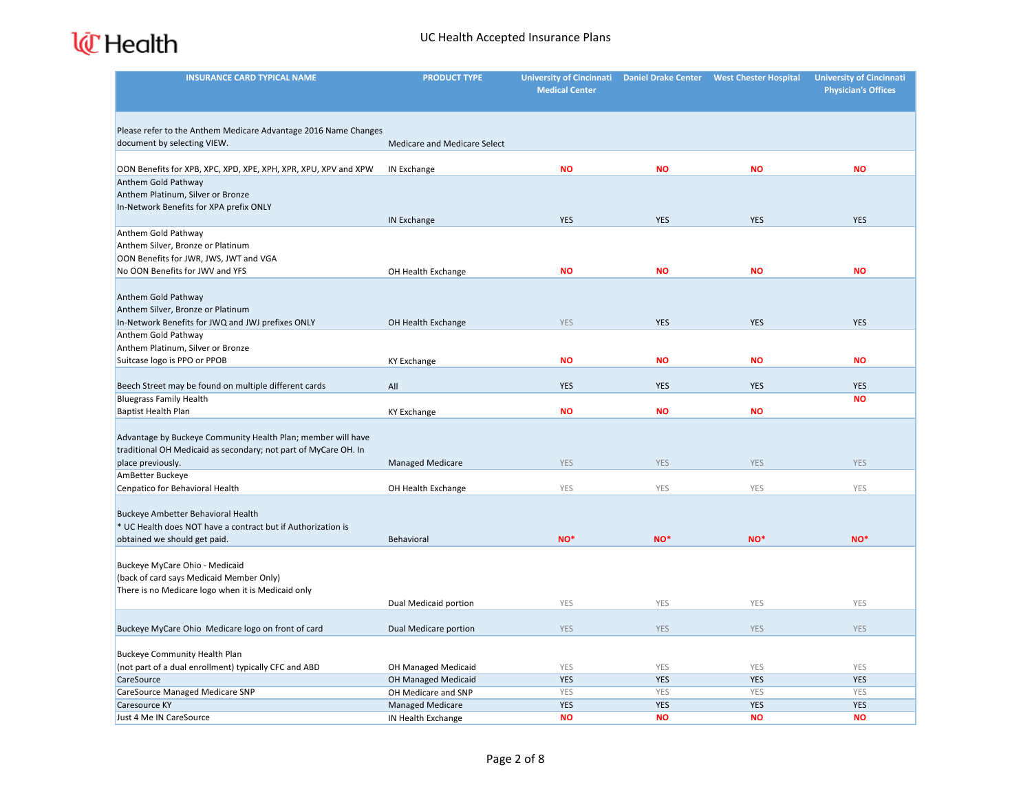| INSURANCE CARD TYPICAL NAME | PRODUCT TYPE | University of Cincinnati Medical Center | Daniel Drake Center | West Chester Hospital | University of Cincinnati Physician's Offices |
|---|---|---|---|---|---|
| Please refer to the Anthem Medicare Advantage 2016 Name Changes document by selecting VIEW. | Medicare and Medicare Select | | | | |
| OON Benefits for XPB, XPC, XPD, XPE, XPH, XPR, XPU, XPV and XPW | IN Exchange | NO | NO | NO | NO |
| Anthem Gold Pathway<br>Anthem Platinum, Silver or Bronze<br>In-Network Benefits for XPA prefix ONLY | IN Exchange | YES | YES | YES | YES |
| Anthem Gold Pathway<br>Anthem Silver, Bronze or Platinum<br>OON Benefits for JWR, JWS, JWT and VGA<br>No OON Benefits for JWV and YFS | OH Health Exchange | NO | NO | NO | NO |
| Anthem Gold Pathway<br>Anthem Silver, Bronze or Platinum<br>In-Network Benefits for JWQ and JWJ prefixes ONLY | OH Health Exchange | YES | YES | YES | YES |
| Anthem Gold Pathway<br>Anthem Platinum, Silver or Bronze<br>Suitcase logo is PPO or PPOB | KY Exchange | NO | NO | NO | NO |
| Beech Street may be found on multiple different cards | All | YES | YES | YES | YES |
| Bluegrass Family Health<br>Baptist Health Plan | KY Exchange | NO | NO | NO | NO |
| Advantage by Buckeye Community Health Plan; member will have traditional OH Medicaid as secondary; not part of MyCare OH. In place previously. | Managed Medicare | YES | YES | YES | YES |
| AmBetter Buckeye<br>Cenpatico for Behavioral Health | OH Health Exchange | YES | YES | YES | YES |
| Buckeye Ambetter Behavioral Health<br>* UC Health does NOT have a contract but if Authorization is obtained we should get paid. | Behavioral | NO* | NO* | NO* | NO* |
| Buckeye MyCare Ohio - Medicaid<br>(back of card says Medicaid Member Only)<br>There is no Medicare logo when it is Medicaid only | Dual Medicaid portion | YES | YES | YES | YES |
| Buckeye MyCare Ohio Medicare logo on front of card | Dual Medicare portion | YES | YES | YES | YES |
| Buckeye Community Health Plan<br>(not part of a dual enrollment) typically CFC and ABD | OH Managed Medicaid | YES | YES | YES | YES |
| CareSource | OH Managed Medicaid | YES | YES | YES | YES |
| CareSource Managed Medicare SNP | OH Medicare and SNP | YES | YES | YES | YES |
| Caresource KY | Managed Medicare | YES | YES | YES | YES |
| Just 4 Me IN CareSource | IN Health Exchange | NO | NO | NO | NO |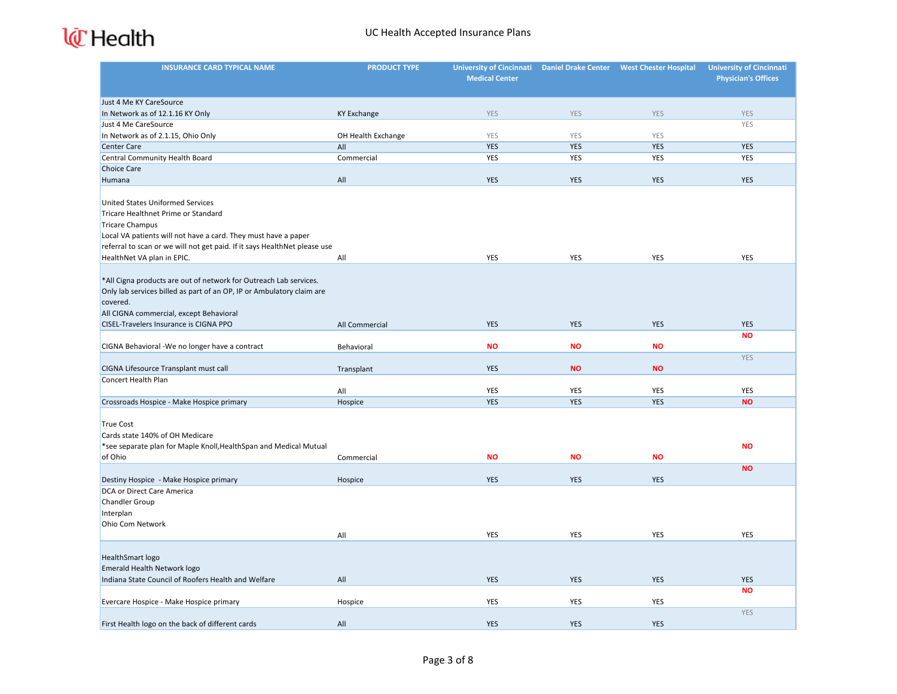# UC Health Accepted Insurance Plans

| INSURANCE CARD TYPICAL NAME | PRODUCT TYPE | University of Cincinnati Medical Center | Daniel Drake Center | West Chester Hospital | University of Cincinnati Physician's Offices |
|---|---|---|---|---|---|
| Just 4 Me KY CareSource<br>In Network as of 12.1.16 KY Only | KY Exchange | YES | YES | YES | YES |
| Just 4 Me CareSource<br>In Network as of 2.1.15, Ohio Only | OH Health Exchange | YES | YES | YES | YES |
| Center Care | All | YES | YES | YES | YES |
| Central Community Health Board | Commercial | YES | YES | YES | YES |
| Choice Care<br>Humana | All | YES | YES | YES | YES |
| United States Uniformed Services<br>Tricare Healthnet Prime or Standard<br>Tricare Champus<br>Local VA patients will not have a card. They must have a paper referral to scan or we will not get paid. If it says HealthNet please use HealthNet VA plan in EPIC. | All | YES | YES | YES | YES |
| *All Cigna products are out of network for Outreach Lab services. Only lab services billed as part of an OP, IP or Ambulatory claim are covered.<br>All CIGNA commercial, except Behavioral<br>CISEL-Travelers Insurance is CIGNA PPO | All Commercial | YES | YES | YES | YES |
| CIGNA Behavioral -We no longer have a contract | Behavioral | **NO** | **NO** | **NO** | **NO** |
| CIGNA Lifesource Transplant must call | Transplant | YES | **NO** | **NO** | YES |
| Concert Health Plan | All | YES | YES | YES | YES |
| Crossroads Hospice - Make Hospice primary | Hospice | YES | YES | YES | **NO** |
| True Cost<br>Cards state 140% of OH Medicare<br>*see separate plan for Maple Knoll,HealthSpan and Medical Mutual of Ohio | Commercial | **NO** | **NO** | **NO** | **NO** |
| Destiny Hospice - Make Hospice primary | Hospice | YES | YES | YES | **NO** |
| DCA or Direct Care America<br>Chandler Group<br>Interplan<br>Ohio Com Network | All | YES | YES | YES | YES |
| HealthSmart logo<br>Emerald Health Network logo<br>Indiana State Council of Roofers Health and Welfare | All | YES | YES | YES | YES |
| Evercare Hospice - Make Hospice primary | Hospice | YES | YES | YES | **NO** |
| First Health logo on the back of different cards | All | YES | YES | YES | YES |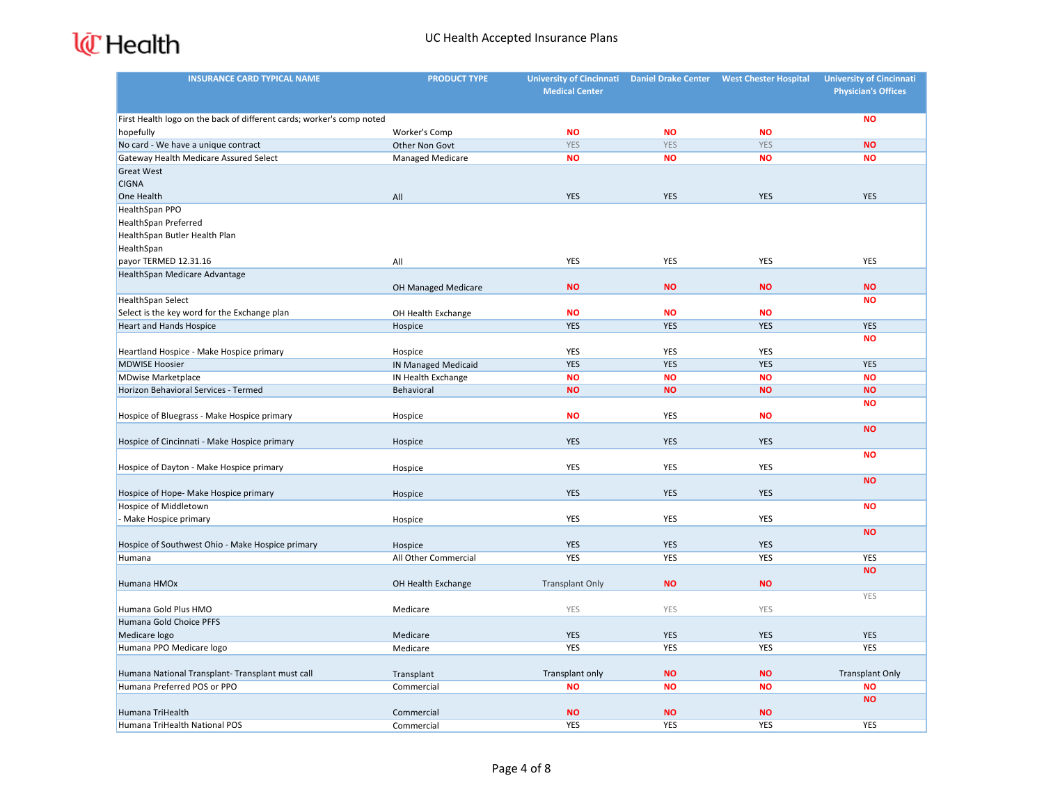# UC Health Accepted Insurance Plans

| INSURANCE CARD TYPICAL NAME | PRODUCT TYPE | University of Cincinnati Medical Center | Daniel Drake Center | West Chester Hospital | University of Cincinnati Physician's Offices |
|---|---|---|---|---|---|
| First Health logo on the back of different cards; worker's comp noted hopefully | Worker's Comp | NO | NO | NO | NO |
| No card - We have a unique contract | Other Non Govt | YES | YES | YES | NO |
| Gateway Health Medicare Assured Select | Managed Medicare | NO | NO | NO | NO |
| Great West CIGNA One Health | All | YES | YES | YES | YES |
| HealthSpan PPO HealthSpan Preferred HealthSpan Butler Health Plan HealthSpan payor TERMED 12.31.16 | All | YES | YES | YES | YES |
| HealthSpan Medicare Advantage | OH Managed Medicare | NO | NO | NO | NO |
| HealthSpan Select Select is the key word for the Exchange plan | OH Health Exchange | NO | NO | NO | NO |
| Heart and Hands Hospice | Hospice | YES | YES | YES | YES |
| Heartland Hospice - Make Hospice primary | Hospice | YES | YES | YES | NO |
| MDWISE Hoosier | IN Managed Medicaid | YES | YES | YES | YES |
| MDwise Marketplace | IN Health Exchange | NO | NO | NO | NO |
| Horizon Behavioral Services - Termed | Behavioral | NO | NO | NO | NO |
| Hospice of Bluegrass - Make Hospice primary | Hospice | NO | YES | NO | NO |
| Hospice of Cincinnati - Make Hospice primary | Hospice | YES | YES | YES | NO |
| Hospice of Dayton - Make Hospice primary | Hospice | YES | YES | YES | NO |
| Hospice of Hope- Make Hospice primary | Hospice | YES | YES | YES | NO |
| Hospice of Middletown - Make Hospice primary | Hospice | YES | YES | YES | NO |
| Hospice of Southwest Ohio - Make Hospice primary | Hospice | YES | YES | YES | NO |
| Humana | All Other Commercial | YES | YES | YES | YES |
| Humana HMOx | OH Health Exchange | Transplant Only | NO | NO | NO |
| Humana Gold Plus HMO | Medicare | YES | YES | YES | YES |
| Humana Gold Choice PFFS Medicare logo | Medicare | YES | YES | YES | YES |
| Humana PPO Medicare logo | Medicare | YES | YES | YES | YES |
| Humana National Transplant- Transplant must call | Transplant | Transplant only | NO | NO | Transplant Only |
| Humana Preferred POS or PPO | Commercial | NO | NO | NO | NO |
| Humana TriHealth | Commercial | NO | NO | NO | NO |
| Humana TriHealth National POS | Commercial | YES | YES | YES | YES |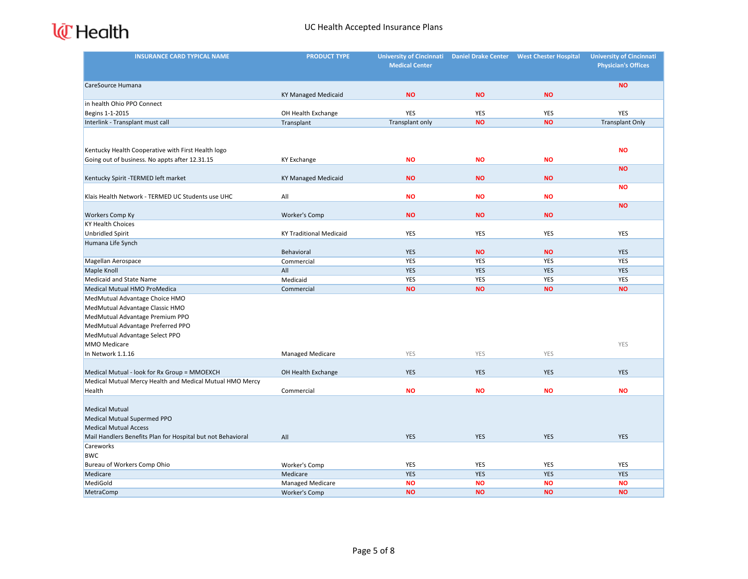| INSURANCE CARD TYPICAL NAME | PRODUCT TYPE | University of Cincinnati Medical Center | Daniel Drake Center | West Chester Hospital | University of Cincinnati Physician's Offices |
|---|---|---|---|---|---|
| CareSource Humana | KY Managed Medicaid | **NO** | **NO** | **NO** | **NO** |
| in health Ohio PPO Connect Begins 1-1-2015 | OH Health Exchange | YES | YES | YES | YES |
| Interlink - Transplant must call | Transplant | Transplant only | **NO** | **NO** | Transplant Only |
| Kentucky Health Cooperative with First Health logo Going out of business. No appts after 12.31.15 | KY Exchange | **NO** | **NO** | **NO** | **NO** |
| Kentucky Spirit -TERMED left market | KY Managed Medicaid | **NO** | **NO** | **NO** | **NO** |
| Klais Health Network - TERMED UC Students use UHC | All | **NO** | **NO** | **NO** | **NO** |
| Workers Comp Ky | Worker's Comp | **NO** | **NO** | **NO** | **NO** |
| KY Health Choices Unbridled Spirit | KY Traditional Medicaid | YES | YES | YES | YES |
| Humana Life Synch | Behavioral | YES | **NO** | **NO** | YES |
| Magellan Aerospace | Commercial | YES | YES | YES | YES |
| Maple Knoll | All | YES | YES | YES | YES |
| Medicaid and State Name | Medicaid | YES | YES | YES | YES |
| Medical Mutual HMO ProMedica | Commercial | **NO** | **NO** | **NO** | **NO** |
| MedMutual Advantage Choice HMO MedMutual Advantage Classic HMO MedMutual Advantage Premium PPO MedMutual Advantage Preferred PPO MedMutual Advantage Select PPO MMO Medicare In Network 1.1.16 | Managed Medicare | YES | YES | YES | YES |
| Medical Mutual - look for Rx Group = MMOEXCH | OH Health Exchange | YES | YES | YES | YES |
| Medical Mutual Mercy Health and Medical Mutual HMO Mercy Health | Commercial | **NO** | **NO** | **NO** | **NO** |
| Medical Mutual Medical Mutual Supermed PPO Medical Mutual Access Mail Handlers Benefits Plan for Hospital but not Behavioral | All | YES | YES | YES | YES |
| Careworks BWC Bureau of Workers Comp Ohio | Worker's Comp | YES | YES | YES | YES |
| Medicare | Medicare | YES | YES | YES | YES |
| MediGold | Managed Medicare | **NO** | **NO** | **NO** | **NO** |
| MetraComp | Worker's Comp | **NO** | **NO** | **NO** | **NO** |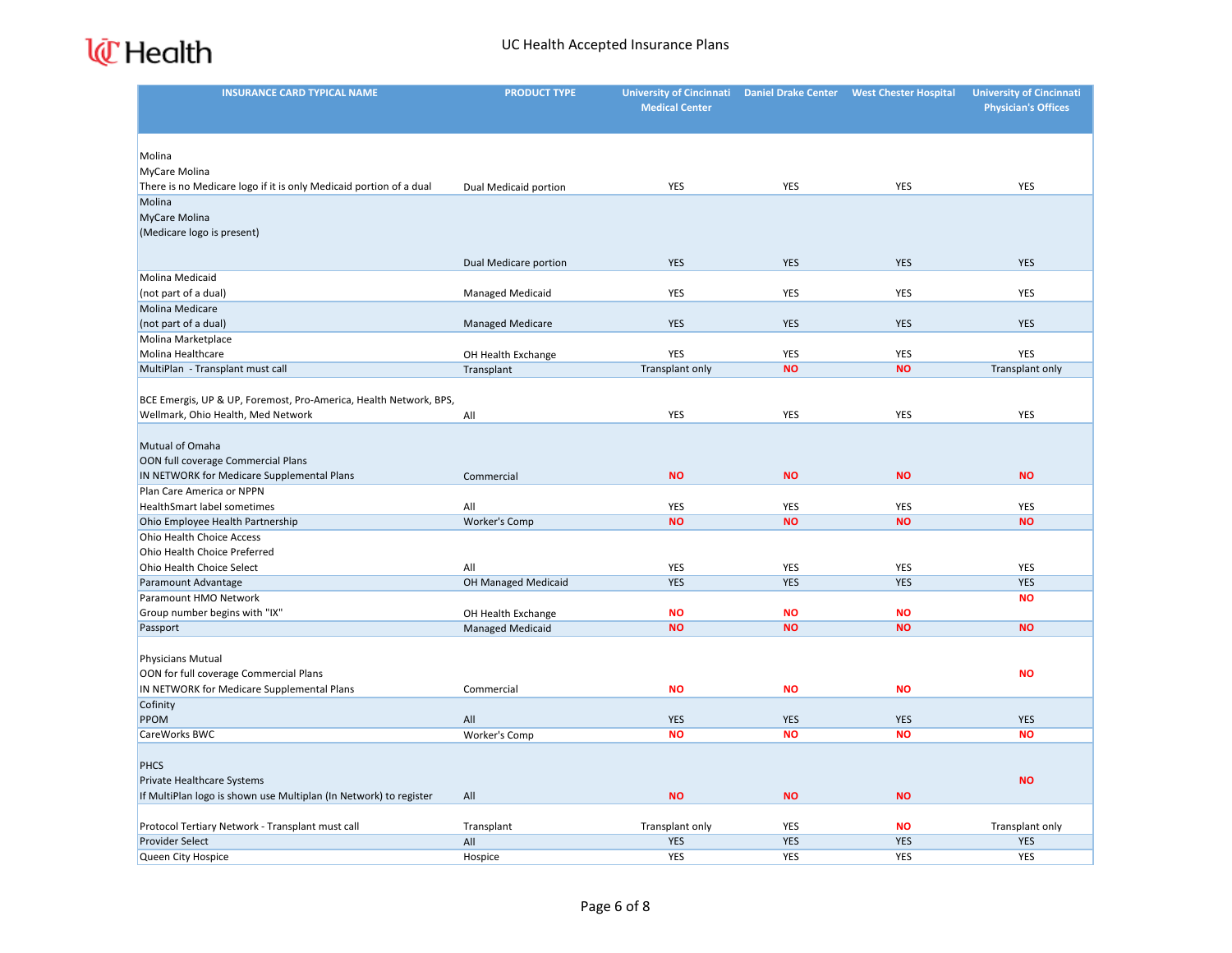# UC Health Accepted Insurance Plans

| INSURANCE CARD TYPICAL NAME | PRODUCT TYPE | University of Cincinnati Medical Center | Daniel Drake Center | West Chester Hospital | University of Cincinnati Physician's Offices |
|---|---|---|---|---|---|
| Molina<br>MyCare Molina<br>There is no Medicare logo if it is only Medicaid portion of a dual | Dual Medicaid portion | YES | YES | YES | YES |
| Molina<br>MyCare Molina<br>(Medicare logo is present) | Dual Medicare portion | YES | YES | YES | YES |
| Molina Medicaid<br>(not part of a dual) | Managed Medicaid | YES | YES | YES | YES |
| Molina Medicare<br>(not part of a dual) | Managed Medicare | YES | YES | YES | YES |
| Molina Marketplace<br>Molina Healthcare | OH Health Exchange | YES | YES | YES | YES |
| MultiPlan - Transplant must call | Transplant | Transplant only | **NO** | **NO** | Transplant only |
| BCE Emergis, UP & UP, Foremost, Pro-America, Health Network, BPS, Wellmark, Ohio Health, Med Network | All | YES | YES | YES | YES |
| Mutual of Omaha<br>OON full coverage Commercial Plans<br>IN NETWORK for Medicare Supplemental Plans | Commercial | **NO** | **NO** | **NO** | **NO** |
| Plan Care America or NPPN<br>HealthSmart label sometimes | All | YES | YES | YES | YES |
| Ohio Employee Health Partnership | Worker's Comp | **NO** | **NO** | **NO** | **NO** |
| Ohio Health Choice Access<br>Ohio Health Choice Preferred<br>Ohio Health Choice Select | All | YES | YES | YES | YES |
| Paramount Advantage | OH Managed Medicaid | YES | YES | YES | YES |
| Paramount HMO Network<br>Group number begins with "IX" | OH Health Exchange | **NO** | **NO** | **NO** | **NO** |
| Passport | Managed Medicaid | **NO** | **NO** | **NO** | **NO** |
| Physicians Mutual<br>OON for full coverage Commercial Plans<br>IN NETWORK for Medicare Supplemental Plans | Commercial | **NO** | **NO** | **NO** | **NO** |
| Cofinity<br>PPOM | All | YES | YES | YES | YES |
| CareWorks BWC | Worker's Comp | **NO** | **NO** | **NO** | **NO** |
| PHCS<br>Private Healthcare Systems<br>If MultiPlan logo is shown use Multiplan (In Network) to register | All | **NO** | **NO** | **NO** | **NO** |
| Protocol Tertiary Network - Transplant must call | Transplant | Transplant only | YES | **NO** | Transplant only |
| Provider Select | All | YES | YES | YES | YES |
| Queen City Hospice | Hospice | YES | YES | YES | YES |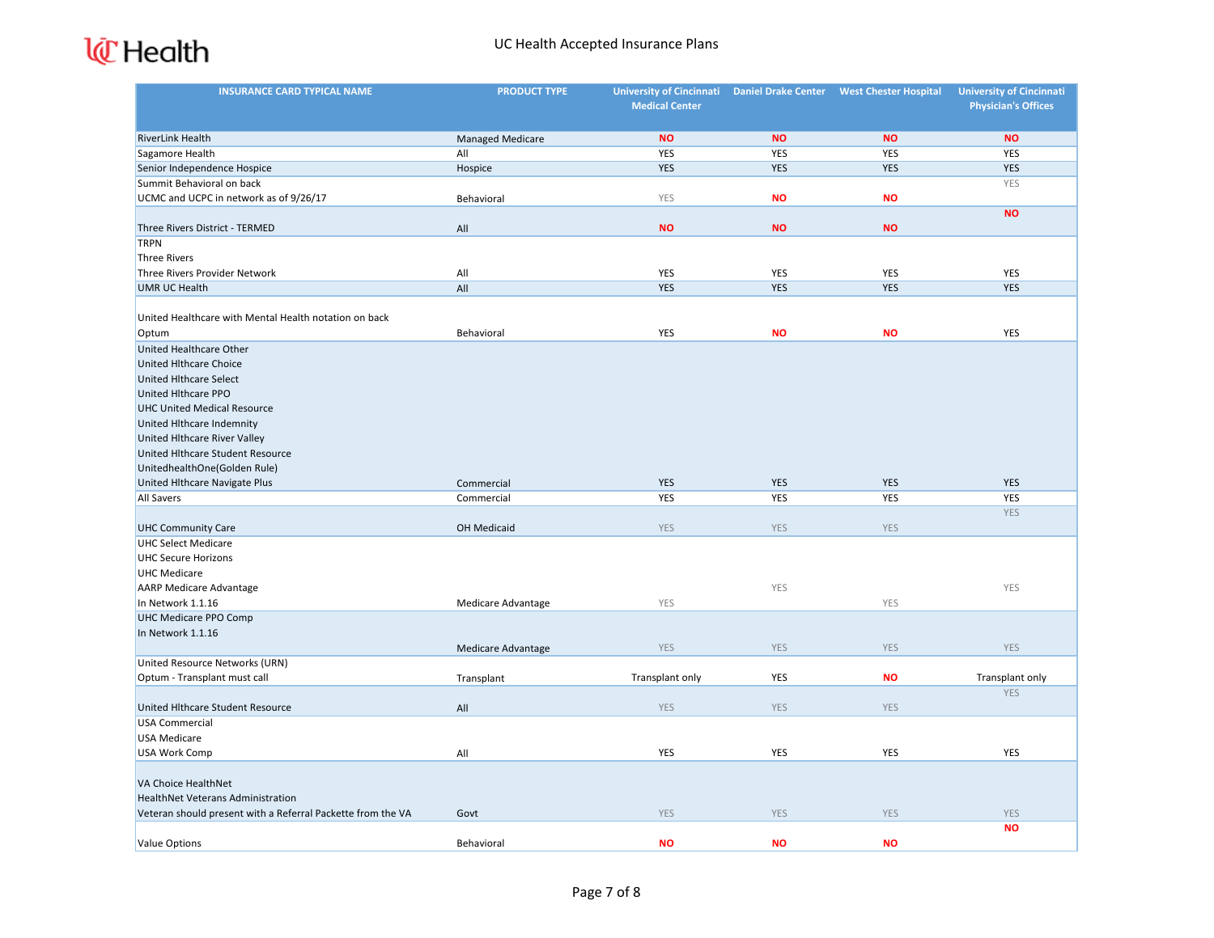# UC Health Accepted Insurance Plans

| INSURANCE CARD TYPICAL NAME | PRODUCT TYPE | University of Cincinnati Medical Center | Daniel Drake Center | West Chester Hospital | University of Cincinnati Physician's Offices |
|---|---|---|---|---|---|
| RiverLink Health | Managed Medicare | NO | NO | NO | NO |
| Sagamore Health | All | YES | YES | YES | YES |
| Senior Independence Hospice | Hospice | YES | YES | YES | YES |
| Summit Behavioral on back<br>UCMC and UCPC in network as of 9/26/17 | Behavioral | YES | NO | NO | YES |
| Three Rivers District - TERMED | All | NO | NO | NO | NO |
| TRPN<br>Three Rivers<br>Three Rivers Provider Network | All | YES | YES | YES | YES |
| UMR UC Health | All | YES | YES | YES | YES |
| United Healthcare with Mental Health notation on back<br>Optum | Behavioral | YES | NO | NO | YES |
| United Healthcare Other<br>United Hlthcare Choice<br>United Hlthcare Select<br>United Hlthcare PPO<br>UHC United Medical Resource<br>United Hlthcare Indemnity<br>United Hlthcare River Valley<br>United Hlthcare Student Resource<br>UnitedhealthOne(Golden Rule)<br>United Hlthcare Navigate Plus | Commercial | YES | YES | YES | YES |
| All Savers | Commercial | YES | YES | YES | YES |
| UHC Community Care | OH Medicaid | YES | YES | YES | YES |
| UHC Select Medicare<br>UHC Secure Horizons<br>UHC Medicare<br>AARP Medicare Advantage<br>In Network 1.1.16 | Medicare Advantage | YES | YES | YES | YES |
| UHC Medicare PPO Comp<br>In Network 1.1.16 | Medicare Advantage | YES | YES | YES | YES |
| United Resource Networks (URN)<br>Optum - Transplant must call | Transplant | Transplant only | YES | NO | Transplant only |
| United Hlthcare Student Resource | All | YES | YES | YES | YES |
| USA Commercial<br>USA Medicare<br>USA Work Comp | All | YES | YES | YES | YES |
| VA Choice HealthNet<br>HealthNet Veterans Administration<br>Veteran should present with a Referral Packette from the VA | Govt | YES | YES | YES | YES |
| Value Options | Behavioral | NO | NO | NO | NO |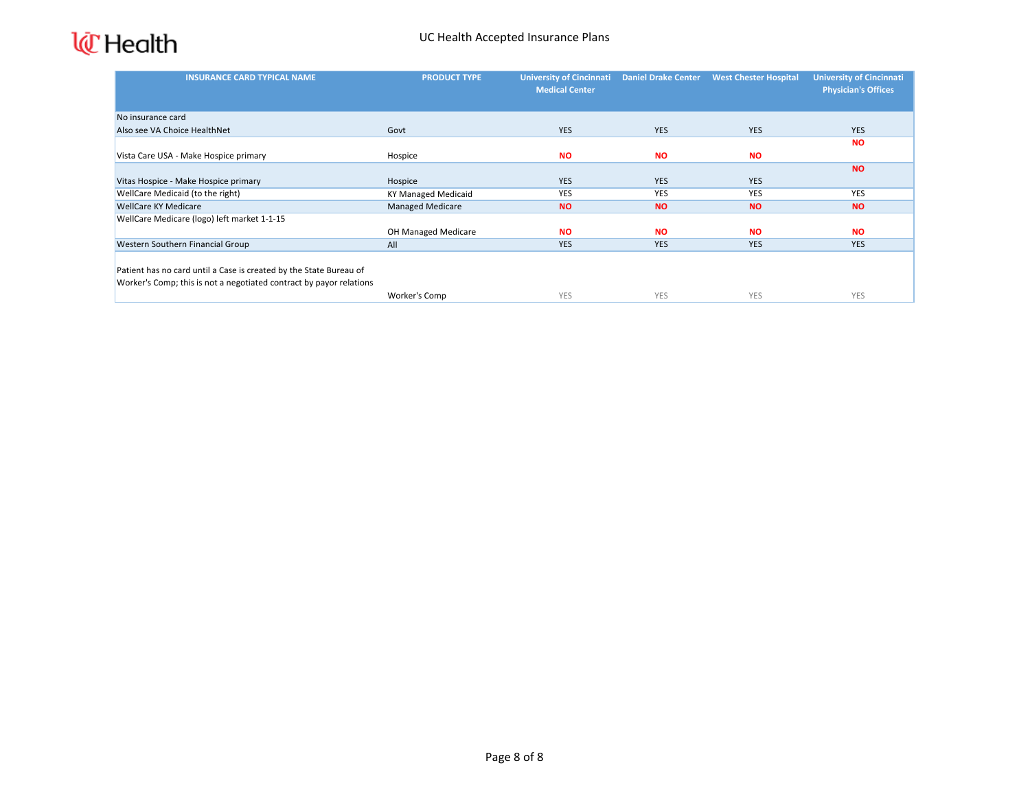UC Health Accepted Insurance Plans

| INSURANCE CARD TYPICAL NAME | PRODUCT TYPE | University of Cincinnati Medical Center | Daniel Drake Center | West Chester Hospital | University of Cincinnati Physician's Offices |
|---|---|---|---|---|---|
| No insurance card<br>Also see VA Choice HealthNet | Govt | YES | YES | YES | YES |
| Vista Care USA - Make Hospice primary | Hospice | **NO** | **NO** | **NO** | **NO** |
| Vitas Hospice - Make Hospice primary | Hospice | YES | YES | YES | **NO** |
| WellCare Medicaid (to the right) | KY Managed Medicaid | YES | YES | YES | YES |
| WellCare KY Medicare | Managed Medicare | **NO** | **NO** | **NO** | **NO** |
| WellCare Medicare (logo) left market 1-1-15 | OH Managed Medicare | **NO** | **NO** | **NO** | **NO** |
| Western Southern Financial Group | All | YES | YES | YES | YES |
| Patient has no card until a Case is created by the State Bureau of Worker's Comp; this is not a negotiated contract by payor relations | Worker's Comp | YES | YES | YES | YES |